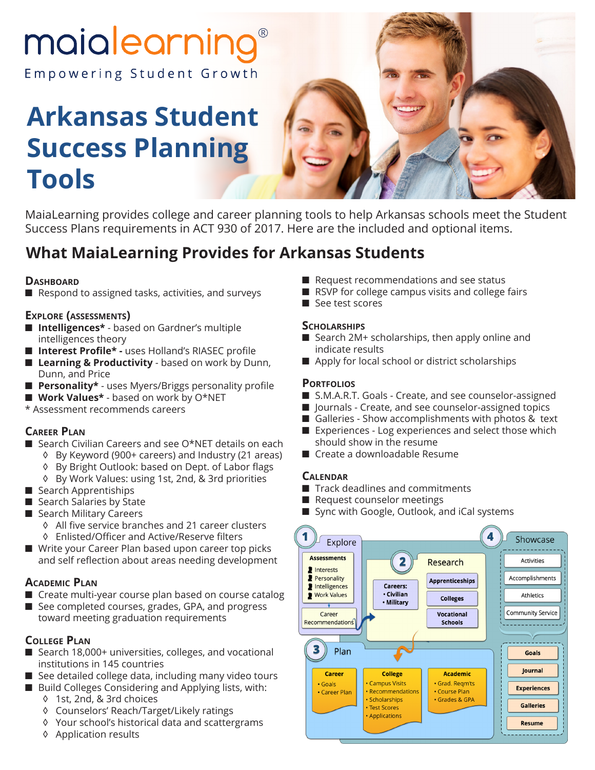maialearning®

Empowering Student Growth

# Arkansas Student Success Planning Tools

MaiaLearning provides college and career planning tools to help Arkansas schools meet the Student Success Plans requirements in ACT 930 of 2017. Here are the included and optional items.

## What MaiaLearning Provides for Arkansas Students

### Dashboard

- Respond to assigned tasks, activities, and surveys

### Explore (Assessments)

- **Intelligences*** - based on Gardner's multiple intelligences theory
- **Interest Profile* -** uses Holland's RIASEC profile
- **Learning & Productivity** - based on work by Dunn, Dunn, and Price
- **Personality*** - uses Myers/Briggs personality profile
- **Work Values*** - based on work by O*NET

\* Assessment recommends careers

### Career Plan

- Search Civilian Careers and see O*NET details on each
  - ◊ By Keyword (900+ careers) and Industry (21 areas)
  - ◊ By Bright Outlook: based on Dept. of Labor flags
  - ◊ By Work Values: using 1st, 2nd, & 3rd priorities
- Search Apprentiships
- Search Salaries by State
- Search Military Careers
  - ◊ All five service branches and 21 career clusters
  - ◊ Enlisted/Officer and Active/Reserve filters
- Write your Career Plan based upon career top picks and self reflection about areas needing development

### Academic Plan

- Create multi-year course plan based on course catalog
- See completed courses, grades, GPA, and progress toward meeting graduation requirements

### College Plan

- Search 18,000+ universities, colleges, and vocational institutions in 145 countries
- See detailed college data, including many video tours
- Build Colleges Considering and Applying lists, with:
  - ◊ 1st, 2nd, & 3rd choices
  - ◊ Counselors' Reach/Target/Likely ratings
  - ◊ Your school's historical data and scattergrams
  - ◊ Application results
- Request recommendations and see status
- RSVP for college campus visits and college fairs
- See test scores

### Scholarships

- Search 2M+ scholarships, then apply online and indicate results
- Apply for local school or district scholarships

### Portfolios

- S.M.A.R.T. Goals - Create, and see counselor-assigned
- Journals - Create, and see counselor-assigned topics
- Galleries - Show accomplishments with photos & text
- Experiences - Log experiences and select those which should show in the resume
- Create a downloadable Resume

### Calendar

- Track deadlines and commitments
- Request counselor meetings
- Sync with Google, Outlook, and iCal systems

**1 Explore**
- Assessments: Interests, Personality, Intelligences, Work Values
- Career Recommendations

**2 Research**
- Careers: Civilian, Military
- Apprenticeships
- Colleges
- Vocational Schools

**3 Plan**
- Career: Goals, Career Plan
- College: Campus Visits, Recommendations, Scholarships, Test Scores, Applications
- Academic: Grad. Reqm'ts, Course Plan, Grades & GPA

**4 Showcase**
- Activities
- Accomplishments
- Athletics
- Community Service
- Goals
- Journal
- Experiences
- Galleries
- Resume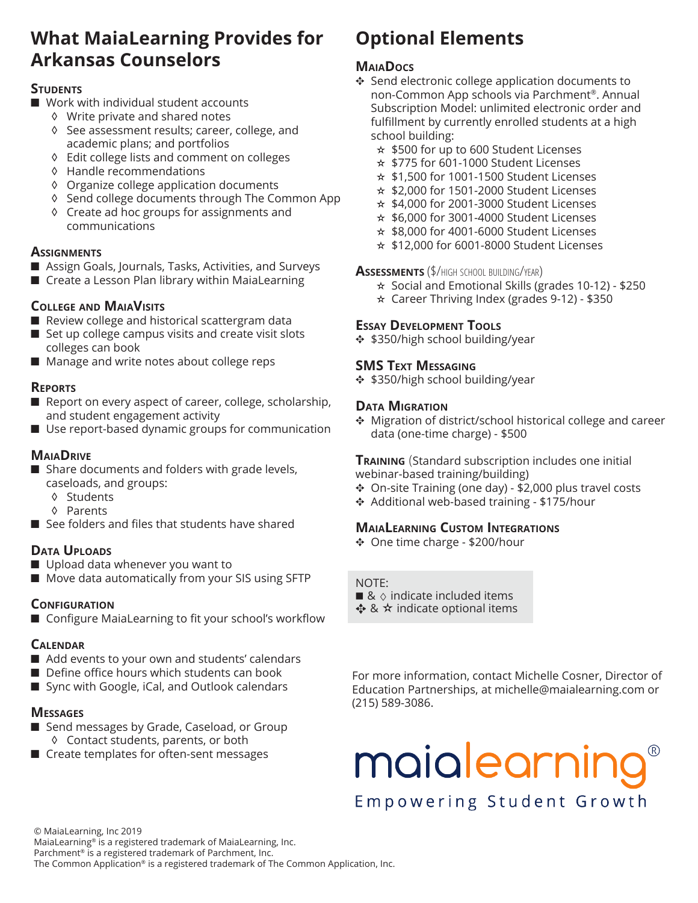# What MaiaLearning Provides for Arkansas Counselors

### Students

- ■ Work with individual student accounts
  - ◊ Write private and shared notes
  - ◊ See assessment results; career, college, and academic plans; and portfolios
  - ◊ Edit college lists and comment on colleges
  - ◊ Handle recommendations
  - ◊ Organize college application documents
  - ◊ Send college documents through The Common App
  - ◊ Create ad hoc groups for assignments and communications

### Assignments

- ■ Assign Goals, Journals, Tasks, Activities, and Surveys
- ■ Create a Lesson Plan library within MaiaLearning

### College and MaiaVisits

- ■ Review college and historical scattergram data
- ■ Set up college campus visits and create visit slots colleges can book
- ■ Manage and write notes about college reps

### Reports

- ■ Report on every aspect of career, college, scholarship, and student engagement activity
- ■ Use report-based dynamic groups for communication

### MaiaDrive

- ■ Share documents and folders with grade levels, caseloads, and groups:
  - ◊ Students
  - ◊ Parents
- ■ See folders and files that students have shared

### Data Uploads

- ■ Upload data whenever you want to
- ■ Move data automatically from your SIS using SFTP

### Configuration

- ■ Configure MaiaLearning to fit your school's workflow

### Calendar

- ■ Add events to your own and students' calendars
- ■ Define office hours which students can book
- ■ Sync with Google, iCal, and Outlook calendars

### Messages

- ■ Send messages by Grade, Caseload, or Group
  - ◊ Contact students, parents, or both
- ■ Create templates for often-sent messages

# Optional Elements

### MaiaDocs

- ✣ Send electronic college application documents to non-Common App schools via Parchment®. Annual Subscription Model: unlimited electronic order and fulfillment by currently enrolled students at a high school building:
  - ☆ $500 for up to 600 Student Licenses
  - ☆ $775 for 601-1000 Student Licenses
  - ☆ $1,500 for 1001-1500 Student Licenses
  - ☆ $2,000 for 1501-2000 Student Licenses
  - ☆ $4,000 for 2001-3000 Student Licenses
  - ☆ $6,000 for 3001-4000 Student Licenses
  - ☆ $8,000 for 4001-6000 Student Licenses
  - ☆ $12,000 for 6001-8000 Student Licenses

### Assessments ($/high school building/year)

- ☆ Social and Emotional Skills (grades 10-12) - $250
- ☆ Career Thriving Index (grades 9-12) - $350

### Essay Development Tools

- ✣ $350/high school building/year

### SMS Text Messaging

- ✣ $350/high school building/year

### Data Migration

- ✣ Migration of district/school historical college and career data (one-time charge) - $500

### Training (Standard subscription includes one initial webinar-based training/building)

- ✣ On-site Training (one day) - $2,000 plus travel costs
- ✣ Additional web-based training - $175/hour

### MaiaLearning Custom Integrations

- ✣ One time charge - $200/hour

NOTE:
■ & ◊ indicate included items
✣ & ☆ indicate optional items

For more information, contact Michelle Cosner, Director of Education Partnerships, at michelle@maialearning.com or (215) 589-3086.

maialearning®
Empowering Student Growth

© MaiaLearning, Inc 2019
MaiaLearning® is a registered trademark of MaiaLearning, Inc.
Parchment® is a registered trademark of Parchment, Inc.
The Common Application® is a registered trademark of The Common Application, Inc.